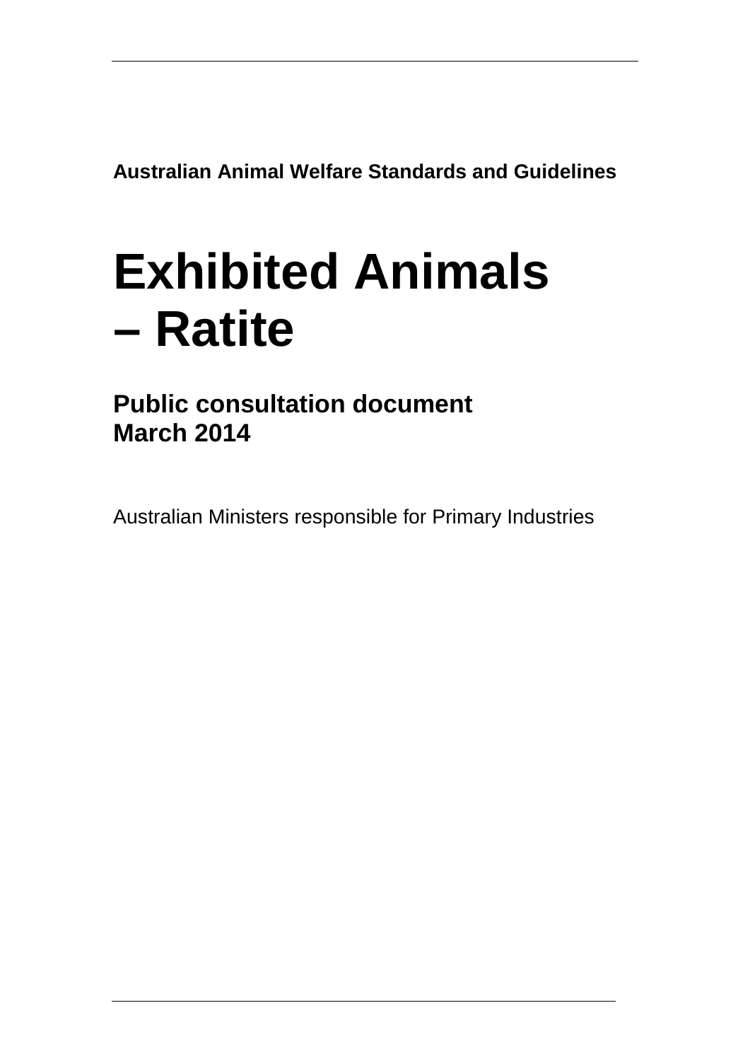**Australian Animal Welfare Standards and Guidelines**

# Exhibited Animals – Ratite

## Public consultation document
## March 2014

Australian Ministers responsible for Primary Industries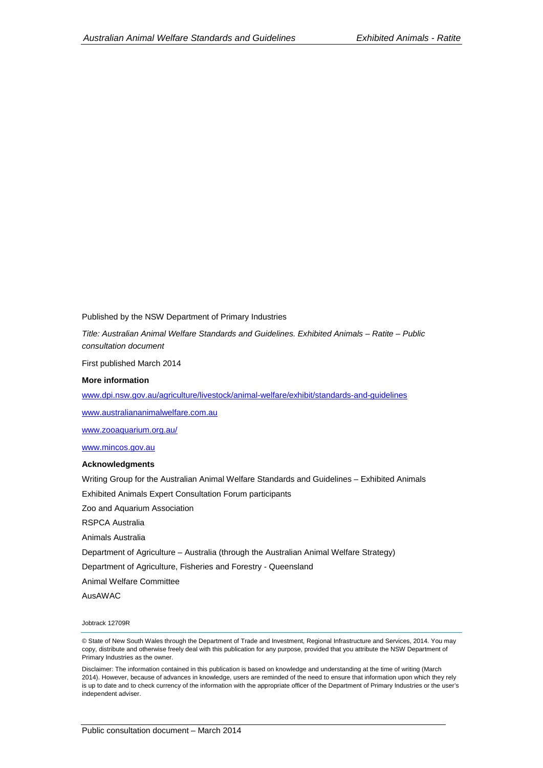Published by the NSW Department of Primary Industries

*Title: Australian Animal Welfare Standards and Guidelines. Exhibited Animals – Ratite – Public consultation document*

First published March 2014

**More information**

www.dpi.nsw.gov.au/agriculture/livestock/animal-welfare/exhibit/standards-and-guidelines

www.australiananimalwelfare.com.au

www.zooaquarium.org.au/

www.mincos.gov.au

**Acknowledgments**

Writing Group for the Australian Animal Welfare Standards and Guidelines – Exhibited Animals

Exhibited Animals Expert Consultation Forum participants

Zoo and Aquarium Association

RSPCA Australia

Animals Australia

Department of Agriculture – Australia (through the Australian Animal Welfare Strategy)

Department of Agriculture, Fisheries and Forestry - Queensland

Animal Welfare Committee

AusAWAC

Jobtrack 12709R

© State of New South Wales through the Department of Trade and Investment, Regional Infrastructure and Services, 2014. You may copy, distribute and otherwise freely deal with this publication for any purpose, provided that you attribute the NSW Department of Primary Industries as the owner.

Disclaimer: The information contained in this publication is based on knowledge and understanding at the time of writing (March 2014). However, because of advances in knowledge, users are reminded of the need to ensure that information upon which they rely is up to date and to check currency of the information with the appropriate officer of the Department of Primary Industries or the user's independent adviser.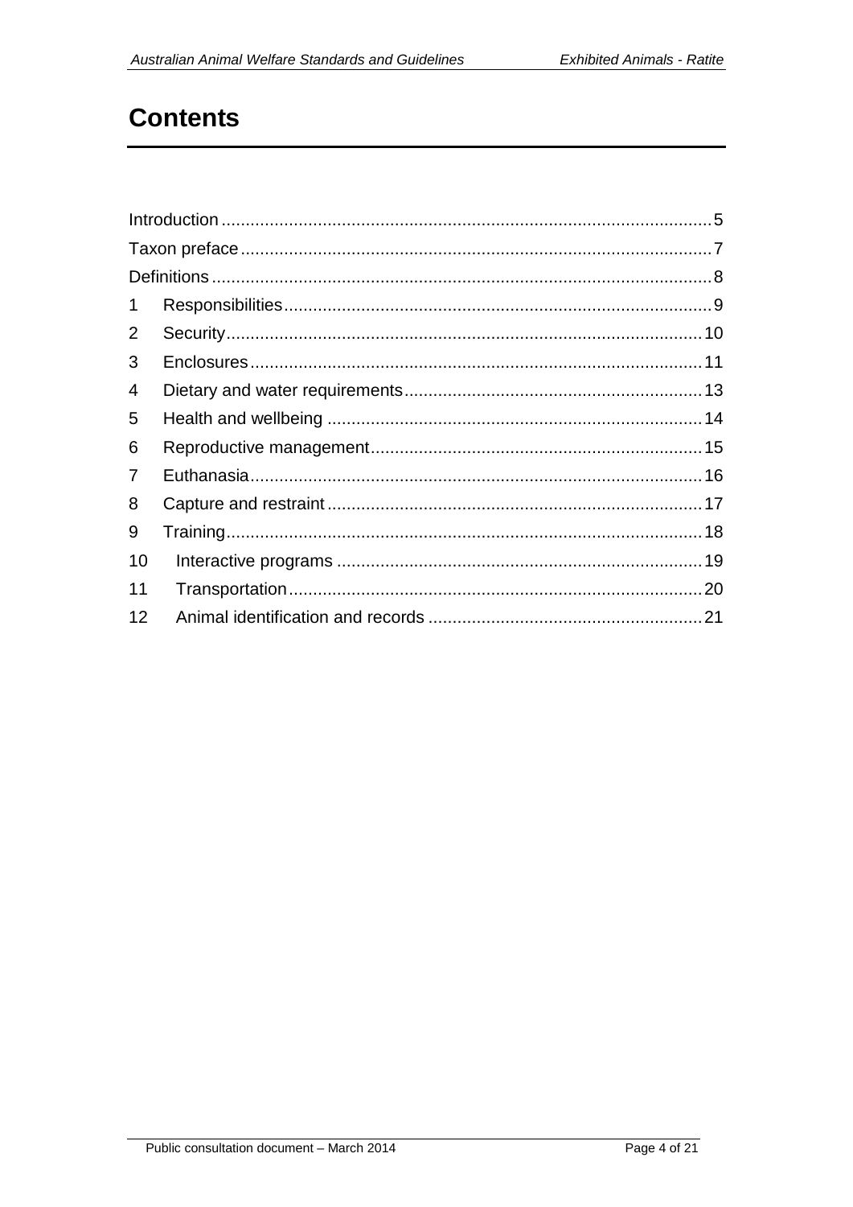# Contents

| | |
|---|---|
| Introduction | 5 |
| Taxon preface | 7 |
| Definitions | 8 |
| 1 Responsibilities | 9 |
| 2 Security | 10 |
| 3 Enclosures | 11 |
| 4 Dietary and water requirements | 13 |
| 5 Health and wellbeing | 14 |
| 6 Reproductive management | 15 |
| 7 Euthanasia | 16 |
| 8 Capture and restraint | 17 |
| 9 Training | 18 |
| 10 Interactive programs | 19 |
| 11 Transportation | 20 |
| 12 Animal identification and records | 21 |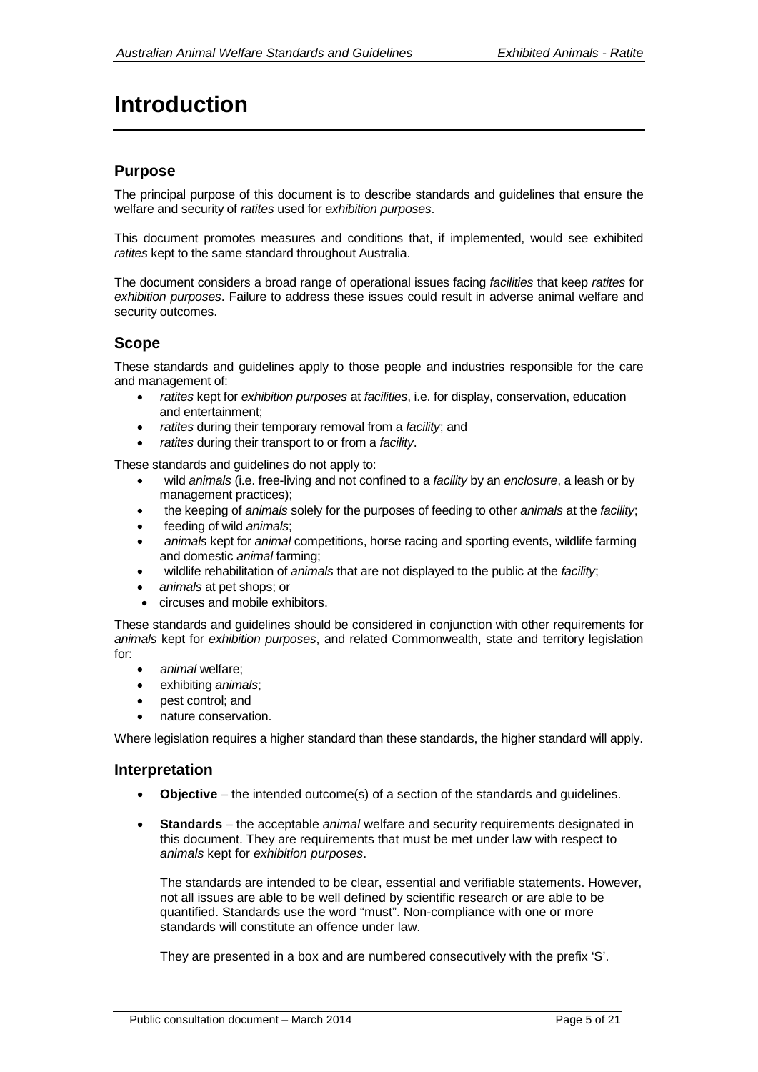# Introduction

## Purpose

The principal purpose of this document is to describe standards and guidelines that ensure the welfare and security of *ratites* used for *exhibition purposes*.

This document promotes measures and conditions that, if implemented, would see exhibited *ratites* kept to the same standard throughout Australia.

The document considers a broad range of operational issues facing *facilities* that keep *ratites* for *exhibition purposes*. Failure to address these issues could result in adverse animal welfare and security outcomes.

## Scope

These standards and guidelines apply to those people and industries responsible for the care and management of:

- *ratites* kept for *exhibition purposes* at *facilities*, i.e. for display, conservation, education and entertainment;
- *ratites* during their temporary removal from a *facility*; and
- *ratites* during their transport to or from a *facility*.

These standards and guidelines do not apply to:

- wild *animals* (i.e. free-living and not confined to a *facility* by an *enclosure*, a leash or by management practices);
- the keeping of *animals* solely for the purposes of feeding to other *animals* at the *facility*;
- feeding of wild *animals*;
- *animals* kept for *animal* competitions, horse racing and sporting events, wildlife farming and domestic *animal* farming;
- wildlife rehabilitation of *animals* that are not displayed to the public at the *facility*;
- *animals* at pet shops; or
- circuses and mobile exhibitors.

These standards and guidelines should be considered in conjunction with other requirements for *animals* kept for *exhibition purposes*, and related Commonwealth, state and territory legislation for:

- *animal* welfare;
- exhibiting *animals*;
- pest control; and
- nature conservation.

Where legislation requires a higher standard than these standards, the higher standard will apply.

## Interpretation

- **Objective** – the intended outcome(s) of a section of the standards and guidelines.
- **Standards** – the acceptable *animal* welfare and security requirements designated in this document. They are requirements that must be met under law with respect to *animals* kept for *exhibition purposes*.

  The standards are intended to be clear, essential and verifiable statements. However, not all issues are able to be well defined by scientific research or are able to be quantified. Standards use the word "must". Non-compliance with one or more standards will constitute an offence under law.

  They are presented in a box and are numbered consecutively with the prefix 'S'.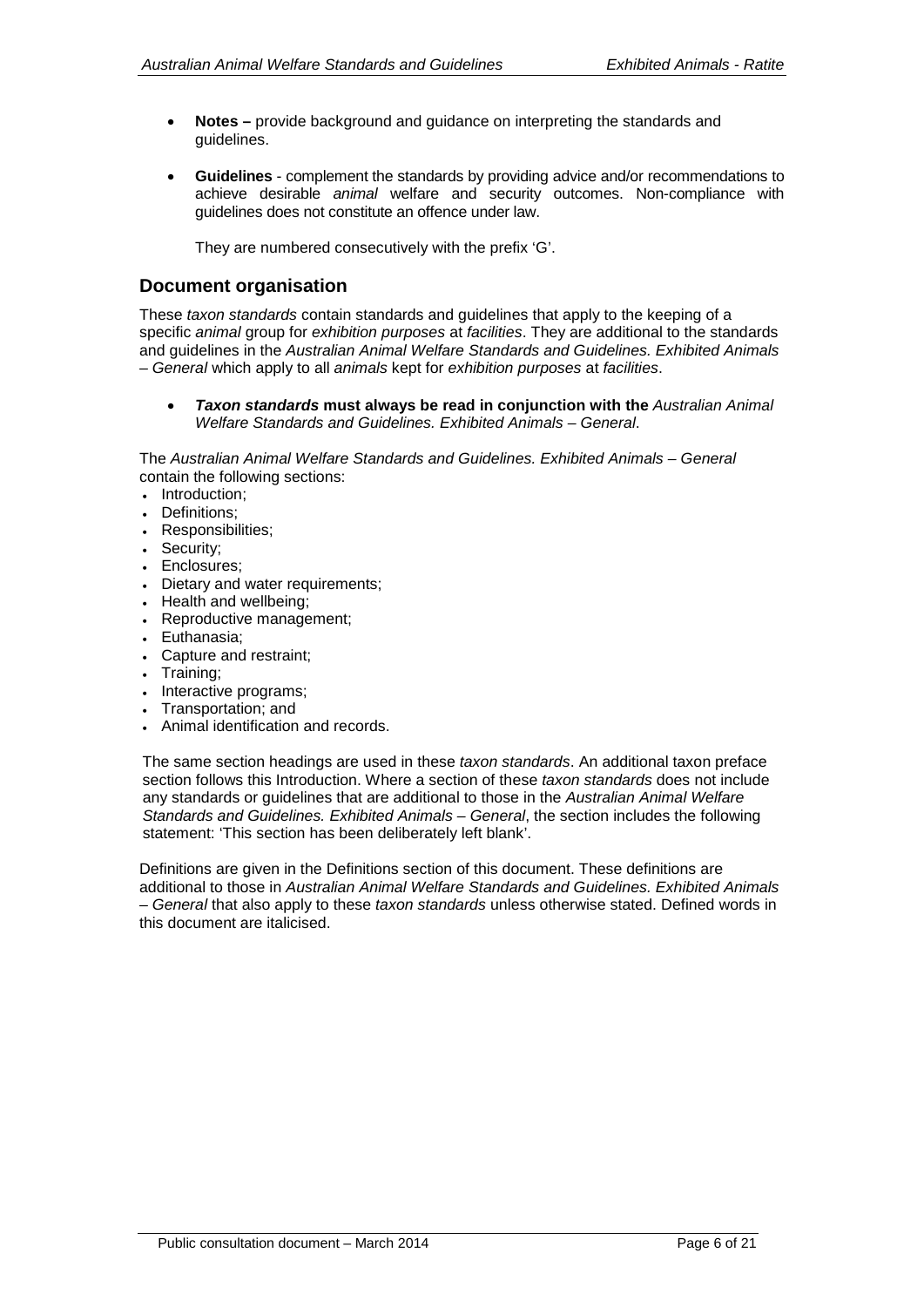- **Notes –** provide background and guidance on interpreting the standards and guidelines.

- **Guidelines** - complement the standards by providing advice and/or recommendations to achieve desirable *animal* welfare and security outcomes. Non-compliance with guidelines does not constitute an offence under law.

  They are numbered consecutively with the prefix 'G'.

## Document organisation

These *taxon standards* contain standards and guidelines that apply to the keeping of a specific *animal* group for *exhibition purposes* at *facilities*. They are additional to the standards and guidelines in the *Australian Animal Welfare Standards and Guidelines. Exhibited Animals – General* which apply to all *animals* kept for *exhibition purposes* at *facilities*.

- ***Taxon standards*** **must always be read in conjunction with the** *Australian Animal Welfare Standards and Guidelines. Exhibited Animals – General*.

The *Australian Animal Welfare Standards and Guidelines. Exhibited Animals – General* contain the following sections:

- Introduction;
- Definitions;
- Responsibilities;
- Security;
- Enclosures;
- Dietary and water requirements;
- Health and wellbeing;
- Reproductive management;
- Euthanasia;
- Capture and restraint;
- Training;
- Interactive programs;
- Transportation; and
- Animal identification and records.

The same section headings are used in these *taxon standards*. An additional taxon preface section follows this Introduction. Where a section of these *taxon standards* does not include any standards or guidelines that are additional to those in the *Australian Animal Welfare Standards and Guidelines. Exhibited Animals – General*, the section includes the following statement: 'This section has been deliberately left blank'.

Definitions are given in the Definitions section of this document. These definitions are additional to those in *Australian Animal Welfare Standards and Guidelines. Exhibited Animals – General* that also apply to these *taxon standards* unless otherwise stated. Defined words in this document are italicised.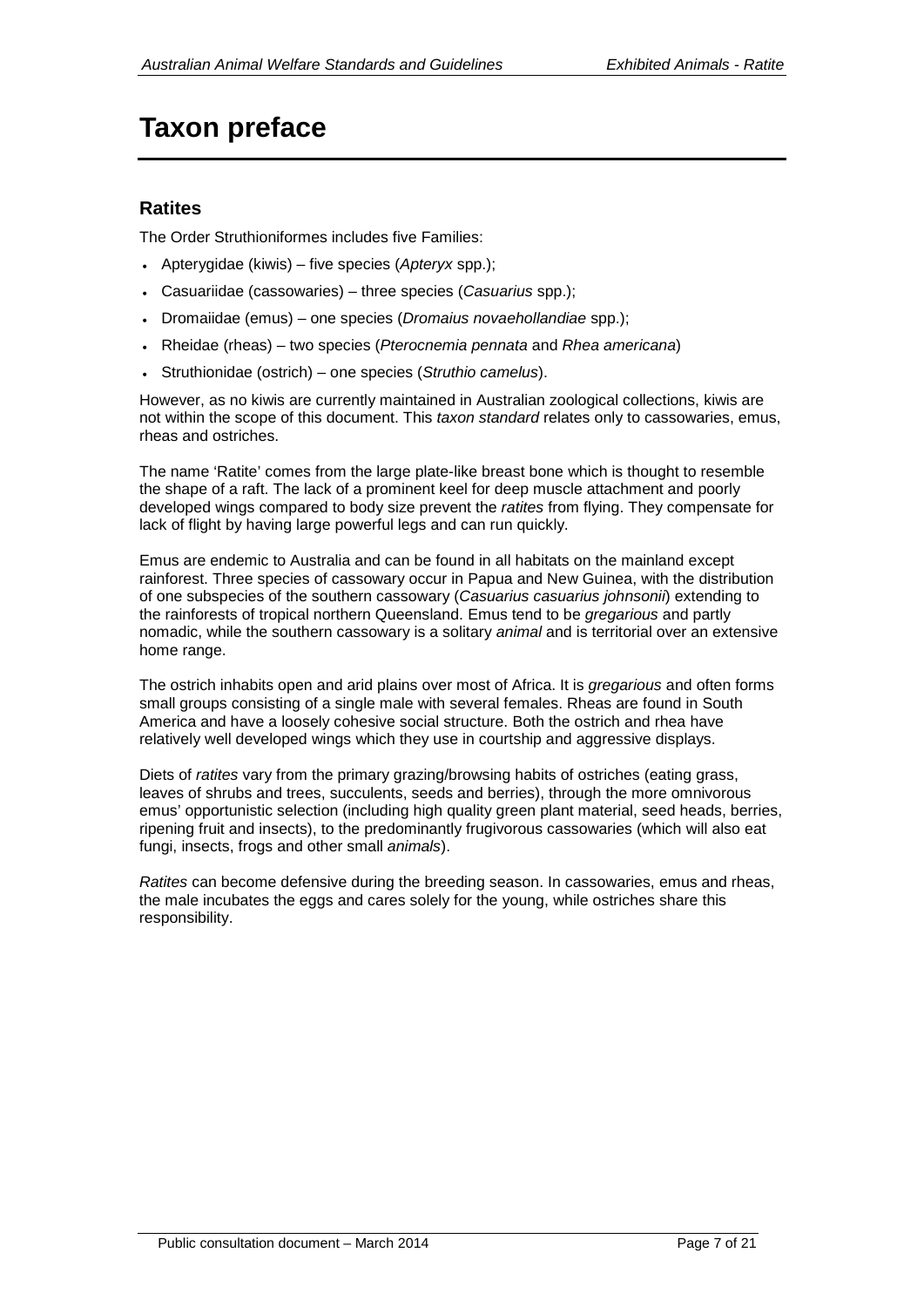# Taxon preface

## Ratites

The Order Struthioniformes includes five Families:

- Apterygidae (kiwis) – five species (*Apteryx* spp.);
- Casuariidae (cassowaries) – three species (*Casuarius* spp.);
- Dromaiidae (emus) – one species (*Dromaius novaehollandiae* spp.);
- Rheidae (rheas) – two species (*Pterocnemia pennata* and *Rhea americana*)
- Struthionidae (ostrich) – one species (*Struthio camelus*).

However, as no kiwis are currently maintained in Australian zoological collections, kiwis are not within the scope of this document. This *taxon standard* relates only to cassowaries, emus, rheas and ostriches.

The name 'Ratite' comes from the large plate-like breast bone which is thought to resemble the shape of a raft. The lack of a prominent keel for deep muscle attachment and poorly developed wings compared to body size prevent the *ratites* from flying. They compensate for lack of flight by having large powerful legs and can run quickly.

Emus are endemic to Australia and can be found in all habitats on the mainland except rainforest. Three species of cassowary occur in Papua and New Guinea, with the distribution of one subspecies of the southern cassowary (*Casuarius casuarius johnsonii*) extending to the rainforests of tropical northern Queensland. Emus tend to be *gregarious* and partly nomadic, while the southern cassowary is a solitary *animal* and is territorial over an extensive home range.

The ostrich inhabits open and arid plains over most of Africa. It is *gregarious* and often forms small groups consisting of a single male with several females. Rheas are found in South America and have a loosely cohesive social structure. Both the ostrich and rhea have relatively well developed wings which they use in courtship and aggressive displays.

Diets of *ratites* vary from the primary grazing/browsing habits of ostriches (eating grass, leaves of shrubs and trees, succulents, seeds and berries), through the more omnivorous emus' opportunistic selection (including high quality green plant material, seed heads, berries, ripening fruit and insects), to the predominantly frugivorous cassowaries (which will also eat fungi, insects, frogs and other small *animals*).

*Ratites* can become defensive during the breeding season. In cassowaries, emus and rheas, the male incubates the eggs and cares solely for the young, while ostriches share this responsibility.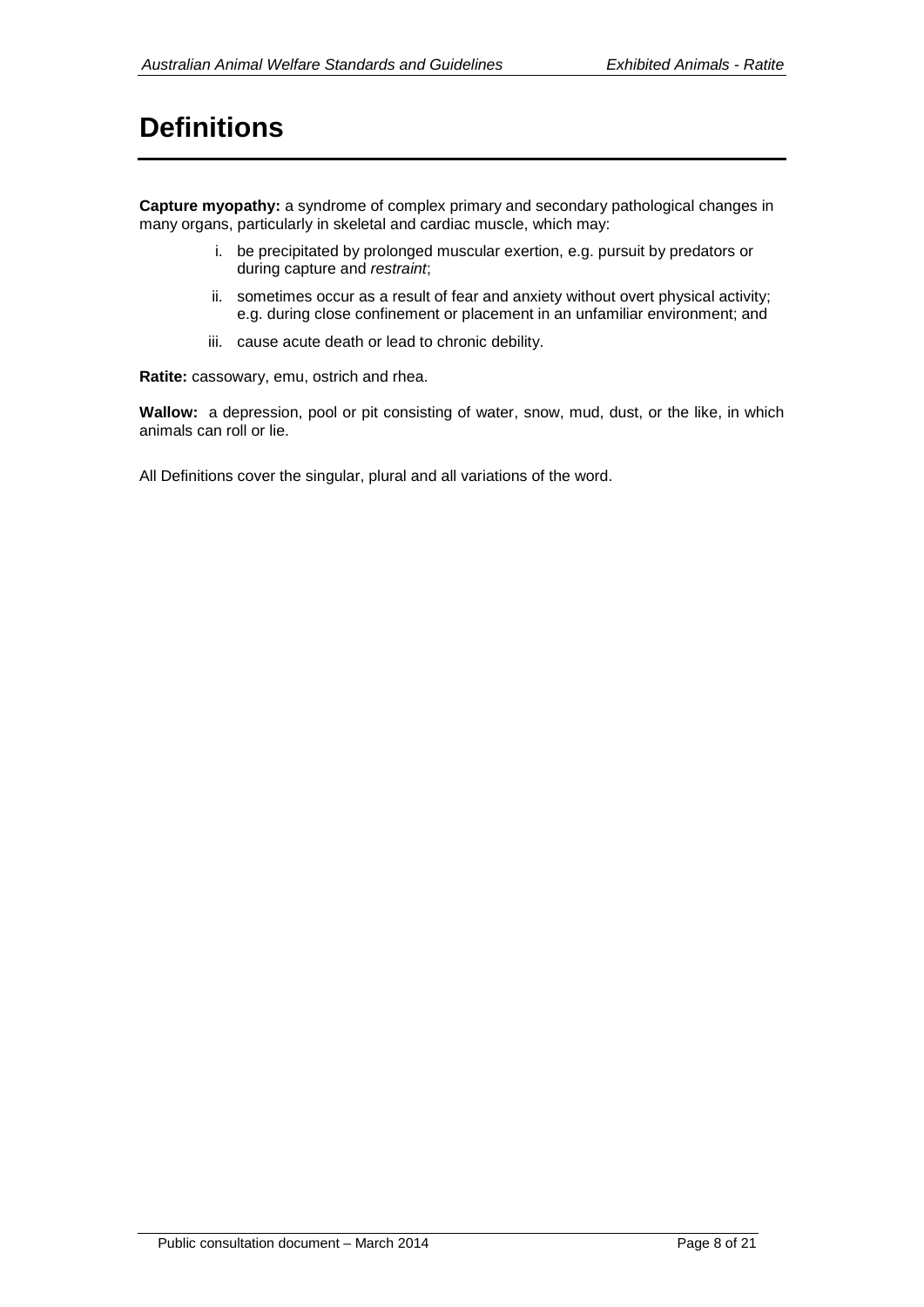# Definitions

**Capture myopathy:** a syndrome of complex primary and secondary pathological changes in many organs, particularly in skeletal and cardiac muscle, which may:

i. be precipitated by prolonged muscular exertion, e.g. pursuit by predators or during capture and *restraint*;
ii. sometimes occur as a result of fear and anxiety without overt physical activity; e.g. during close confinement or placement in an unfamiliar environment; and
iii. cause acute death or lead to chronic debility.

**Ratite:** cassowary, emu, ostrich and rhea.

**Wallow:** a depression, pool or pit consisting of water, snow, mud, dust, or the like, in which animals can roll or lie.

All Definitions cover the singular, plural and all variations of the word.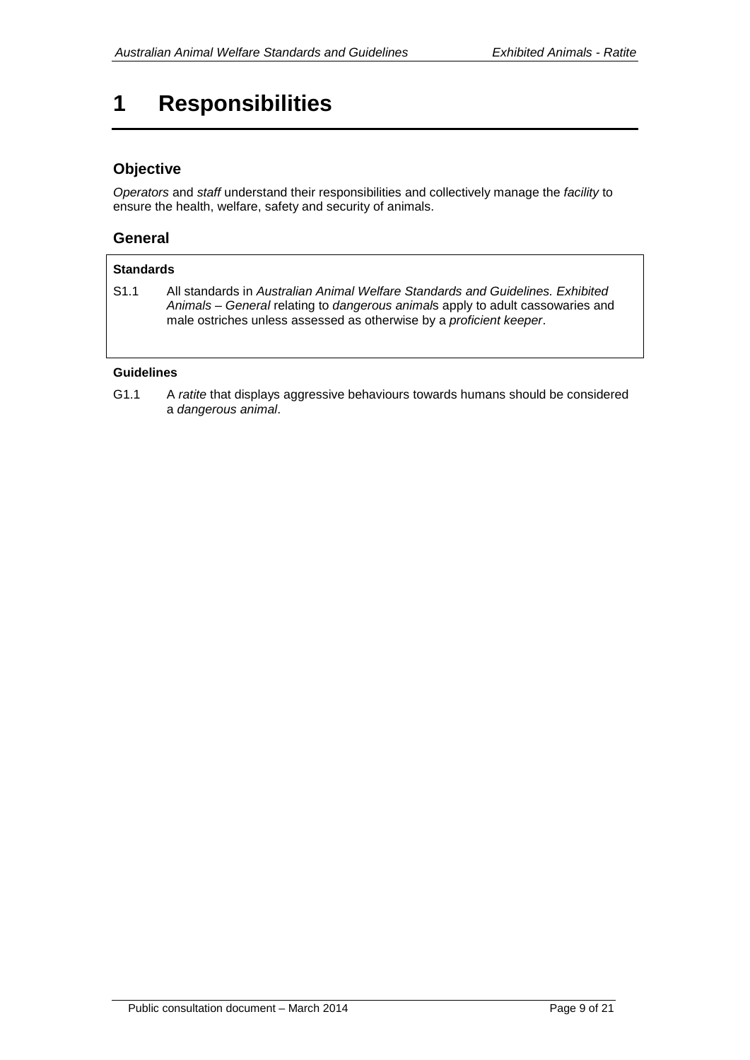# 1 Responsibilities

## Objective

*Operators* and *staff* understand their responsibilities and collectively manage the *facility* to ensure the health, welfare, safety and security of animals.

## General

**Standards**

S1.1 All standards in *Australian Animal Welfare Standards and Guidelines. Exhibited Animals – General* relating to *dangerous animal*s apply to adult cassowaries and male ostriches unless assessed as otherwise by a *proficient keeper*.

**Guidelines**

G1.1 A *ratite* that displays aggressive behaviours towards humans should be considered a *dangerous animal*.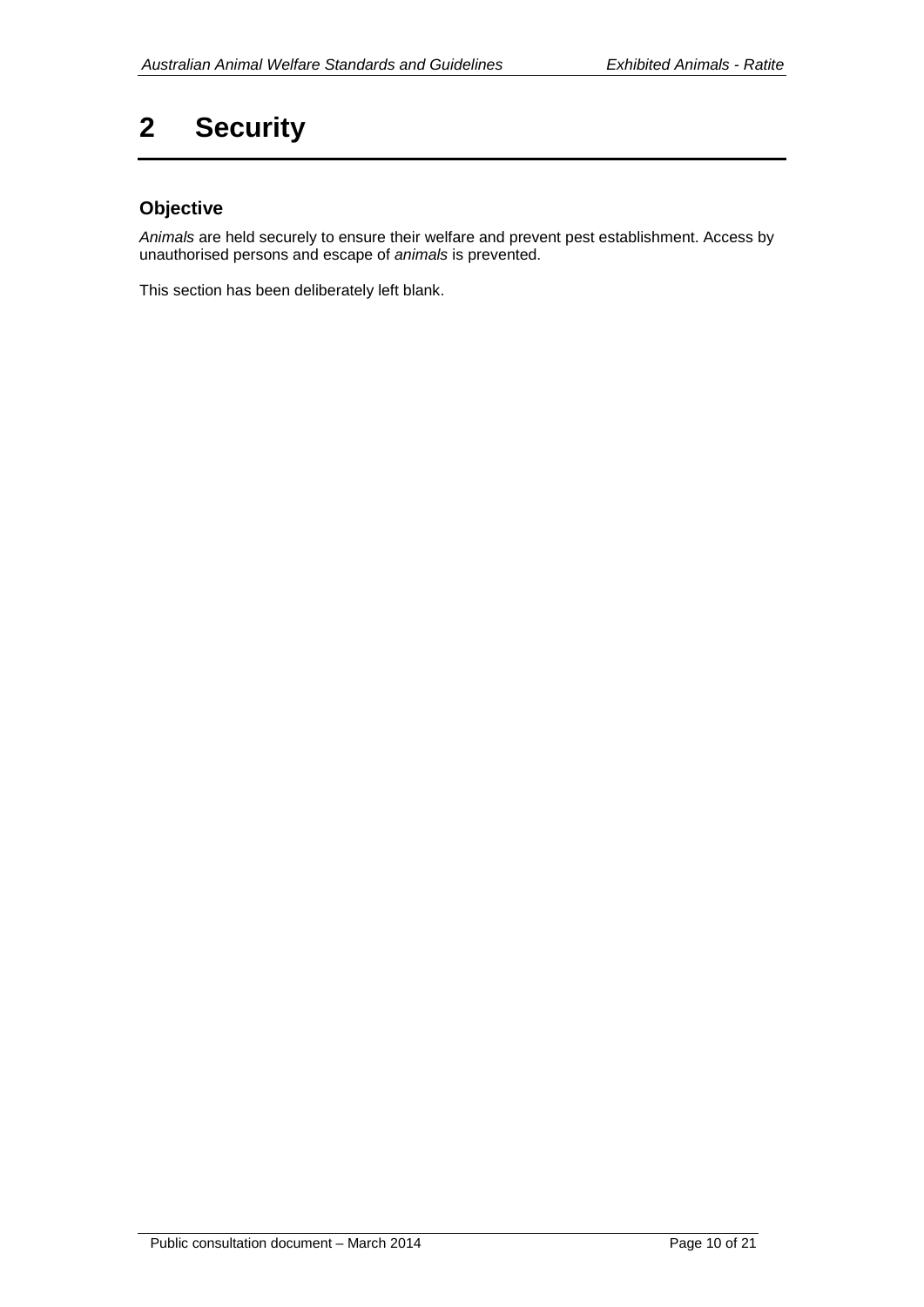# 2 Security

## Objective

*Animals* are held securely to ensure their welfare and prevent pest establishment. Access by unauthorised persons and escape of *animals* is prevented.

This section has been deliberately left blank.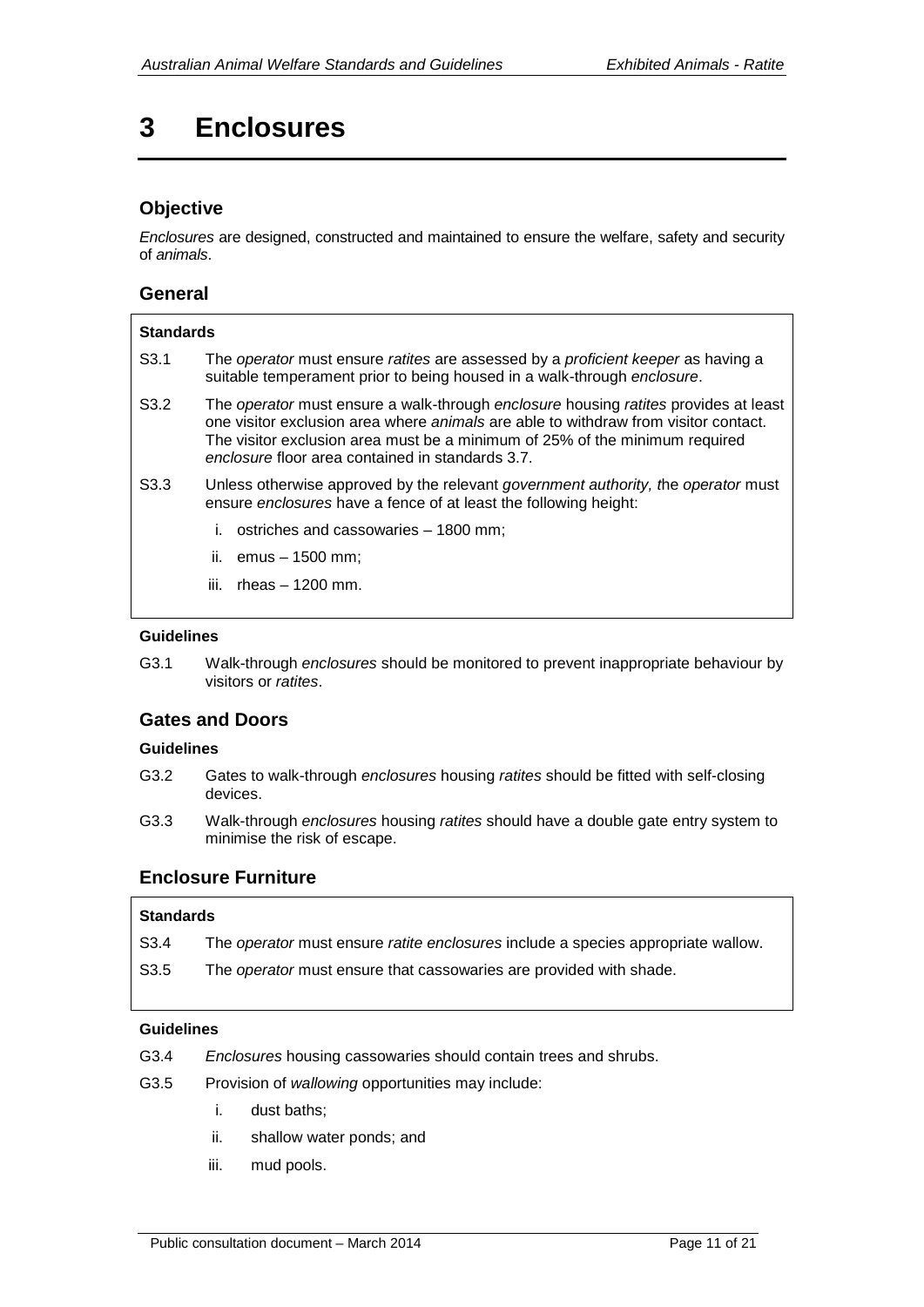# 3 Enclosures

## Objective

*Enclosures* are designed, constructed and maintained to ensure the welfare, safety and security of *animals*.

## General

**Standards**

S3.1 The *operator* must ensure *ratites* are assessed by a *proficient keeper* as having a suitable temperament prior to being housed in a walk-through *enclosure*.

S3.2 The *operator* must ensure a walk-through *enclosure* housing *ratites* provides at least one visitor exclusion area where *animals* are able to withdraw from visitor contact. The visitor exclusion area must be a minimum of 25% of the minimum required *enclosure* floor area contained in standards 3.7.

S3.3 Unless otherwise approved by the relevant *government authority, t*he *operator* must ensure *enclosures* have a fence of at least the following height:

i. ostriches and cassowaries – 1800 mm;

ii. emus – 1500 mm;

iii. rheas – 1200 mm.

**Guidelines**

G3.1 Walk-through *enclosures* should be monitored to prevent inappropriate behaviour by visitors or *ratites*.

## Gates and Doors

**Guidelines**

G3.2 Gates to walk-through *enclosures* housing *ratites* should be fitted with self-closing devices.

G3.3 Walk-through *enclosures* housing *ratites* should have a double gate entry system to minimise the risk of escape.

## Enclosure Furniture

**Standards**

S3.4 The *operator* must ensure *ratite enclosures* include a species appropriate wallow.

S3.5 The *operator* must ensure that cassowaries are provided with shade.

**Guidelines**

G3.4 *Enclosures* housing cassowaries should contain trees and shrubs.

G3.5 Provision of *wallowing* opportunities may include:

i. dust baths;

ii. shallow water ponds; and

iii. mud pools.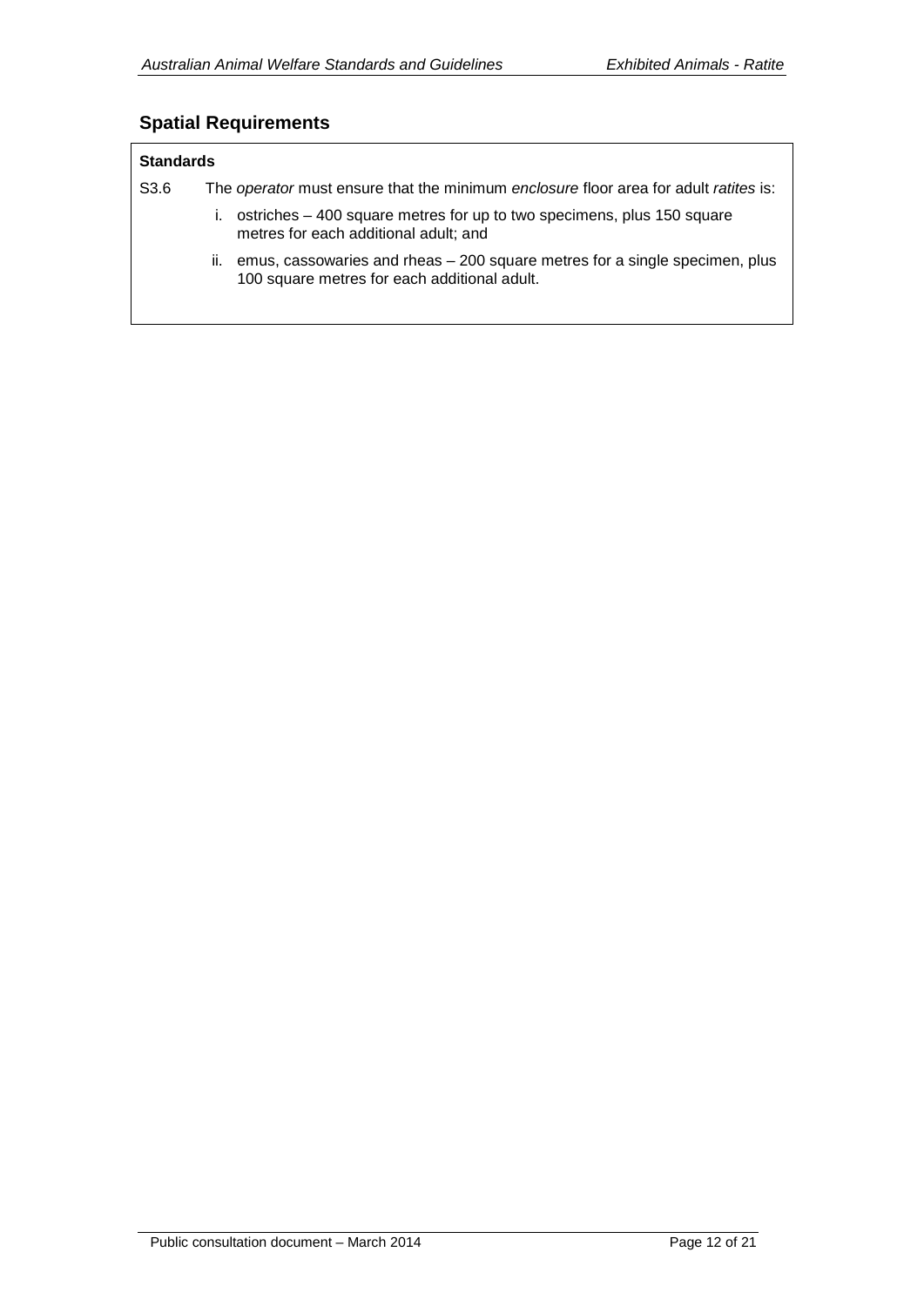## Spatial Requirements

**Standards**

S3.6 The *operator* must ensure that the minimum *enclosure* floor area for adult *ratites* is:

i. ostriches – 400 square metres for up to two specimens, plus 150 square metres for each additional adult; and

ii. emus, cassowaries and rheas – 200 square metres for a single specimen, plus 100 square metres for each additional adult.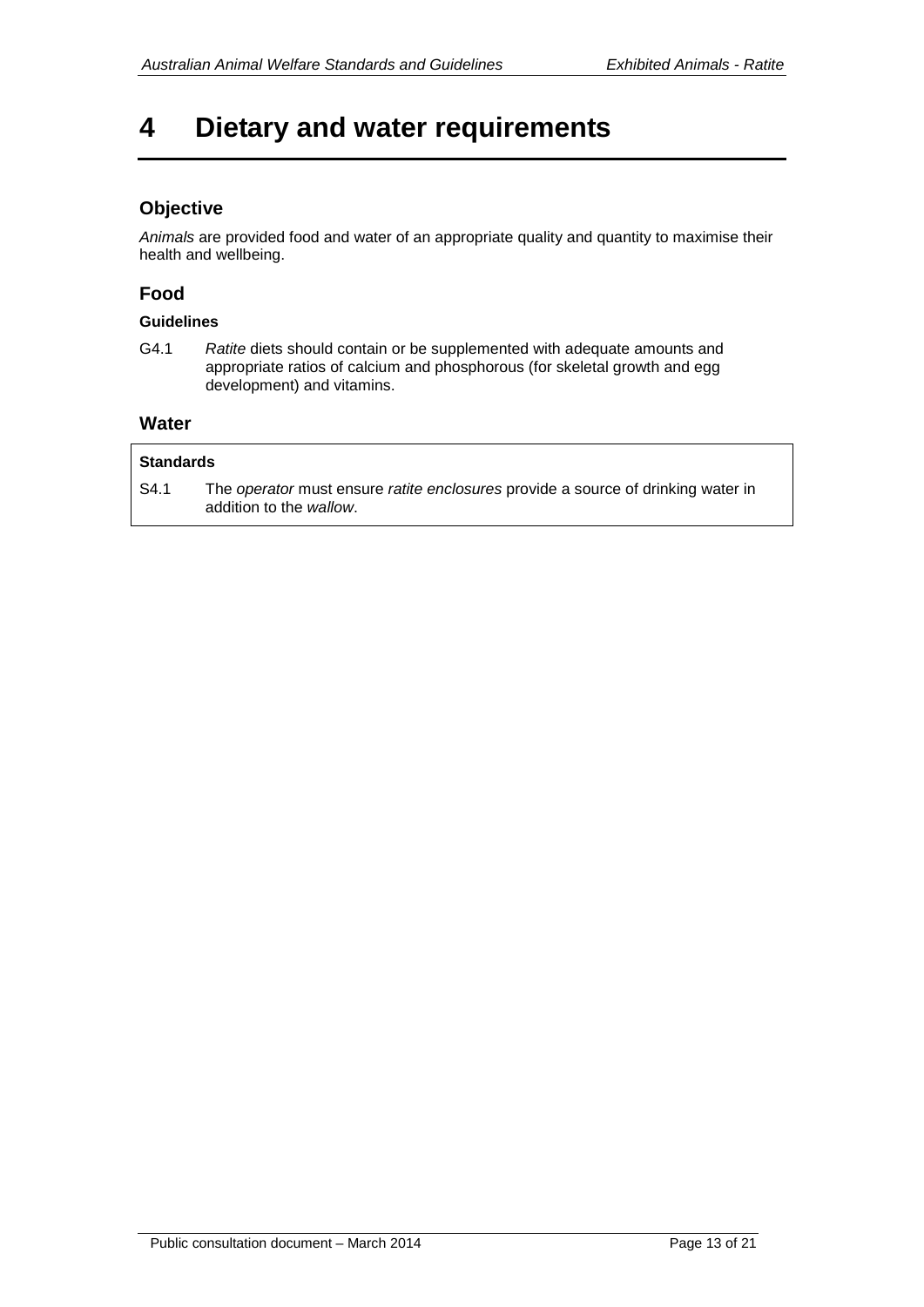# 4 Dietary and water requirements

## Objective

*Animals* are provided food and water of an appropriate quality and quantity to maximise their health and wellbeing.

## Food

### Guidelines

G4.1 *Ratite* diets should contain or be supplemented with adequate amounts and appropriate ratios of calcium and phosphorous (for skeletal growth and egg development) and vitamins.

## Water

### Standards

S4.1 The *operator* must ensure *ratite enclosures* provide a source of drinking water in addition to the *wallow*.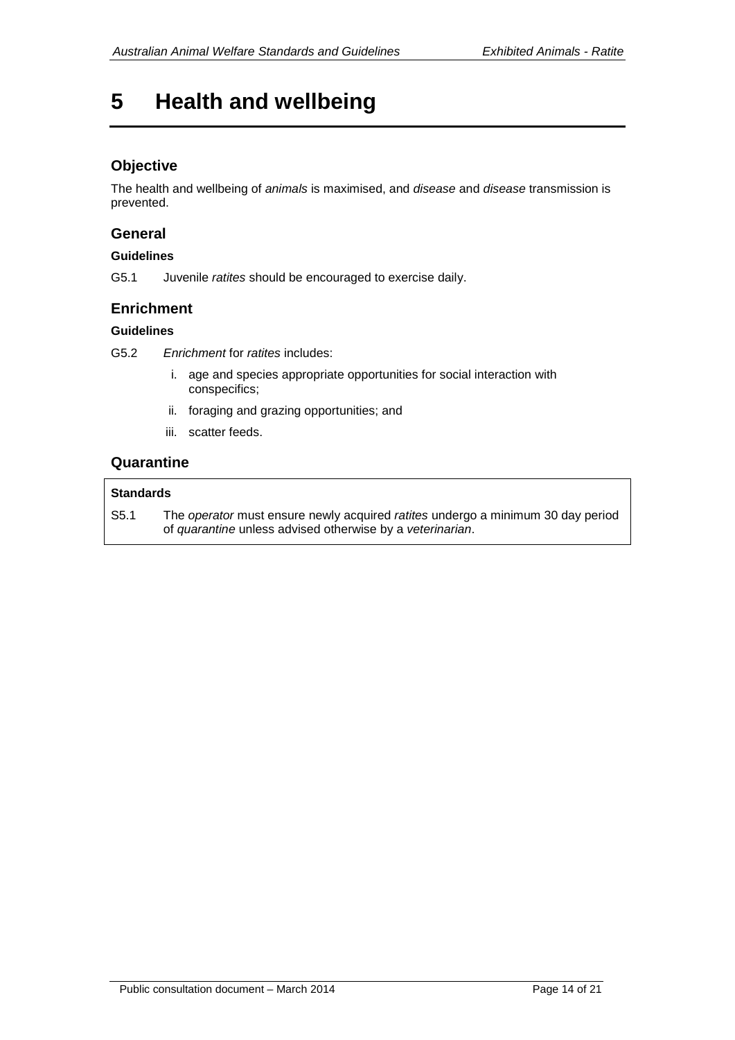# 5 Health and wellbeing

## Objective

The health and wellbeing of *animals* is maximised, and *disease* and *disease* transmission is prevented.

## General

**Guidelines**

G5.1 Juvenile *ratites* should be encouraged to exercise daily.

## Enrichment

**Guidelines**

G5.2 *Enrichment* for *ratites* includes:

i. age and species appropriate opportunities for social interaction with conspecifics;

ii. foraging and grazing opportunities; and

iii. scatter feeds.

## Quarantine

**Standards**

S5.1 The *operator* must ensure newly acquired *ratites* undergo a minimum 30 day period of *quarantine* unless advised otherwise by a *veterinarian*.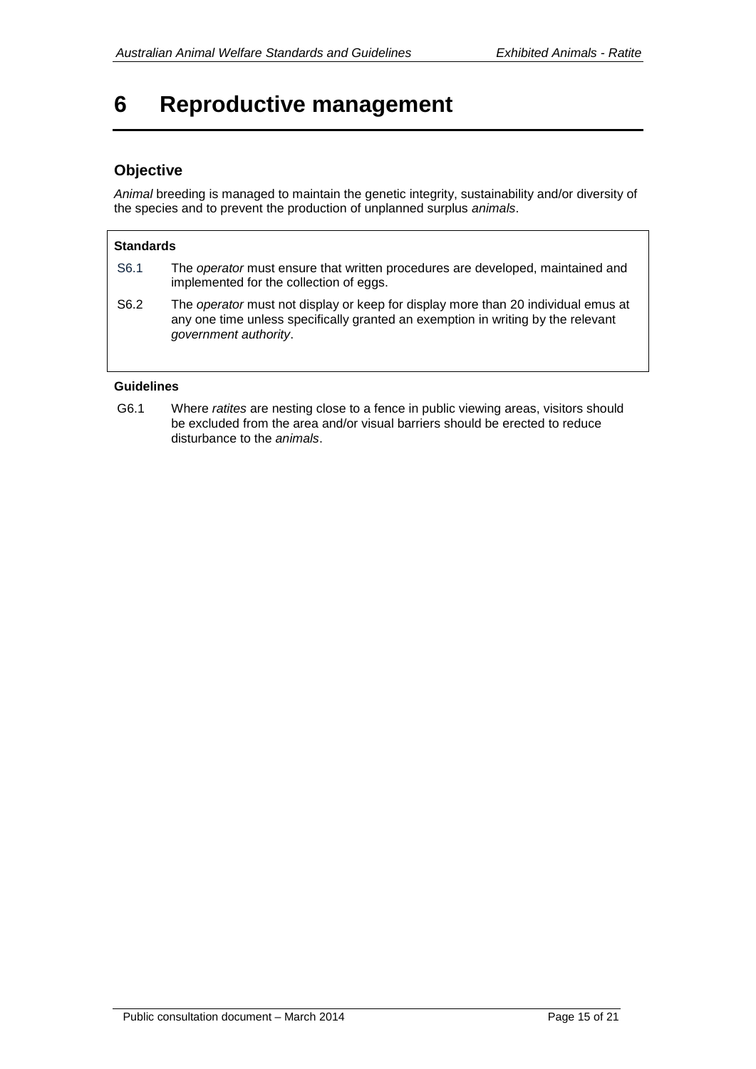# 6 Reproductive management

## Objective

*Animal* breeding is managed to maintain the genetic integrity, sustainability and/or diversity of the species and to prevent the production of unplanned surplus *animals*.

**Standards**

S6.1 The *operator* must ensure that written procedures are developed, maintained and implemented for the collection of eggs.

S6.2 The *operator* must not display or keep for display more than 20 individual emus at any one time unless specifically granted an exemption in writing by the relevant *government authority*.

**Guidelines**

G6.1 Where *ratites* are nesting close to a fence in public viewing areas, visitors should be excluded from the area and/or visual barriers should be erected to reduce disturbance to the *animals*.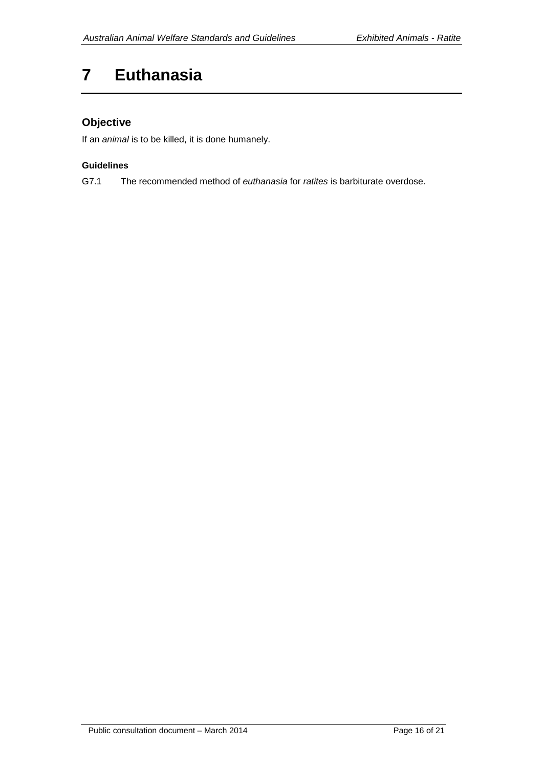# 7 Euthanasia

## Objective

If an *animal* is to be killed, it is done humanely.

#### Guidelines

G7.1 The recommended method of *euthanasia* for *ratites* is barbiturate overdose.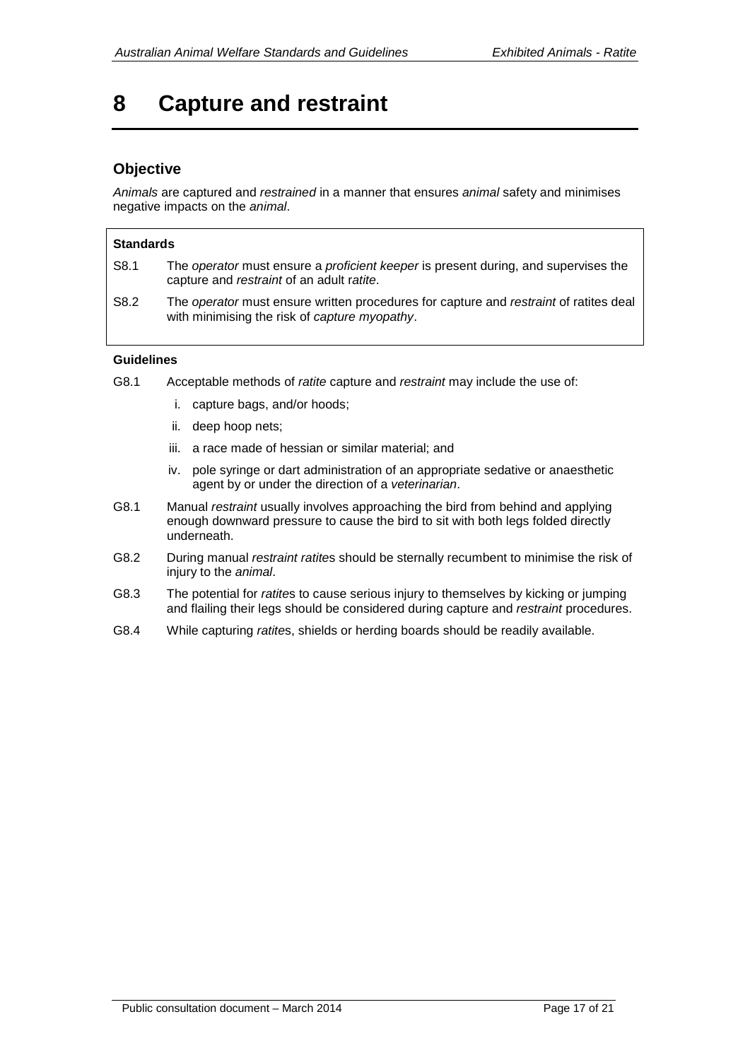# 8 Capture and restraint

## Objective

*Animals* are captured and *restrained* in a manner that ensures *animal* safety and minimises negative impacts on the *animal*.

**Standards**

S8.1 The *operator* must ensure a *proficient keeper* is present during, and supervises the capture and *restraint* of an adult r*atite*.

S8.2 The *operator* must ensure written procedures for capture and *restraint* of ratites deal with minimising the risk of *capture myopathy*.

**Guidelines**

G8.1 Acceptable methods of *ratite* capture and *restraint* may include the use of:

i. capture bags, and/or hoods;

ii. deep hoop nets;

iii. a race made of hessian or similar material; and

iv. pole syringe or dart administration of an appropriate sedative or anaesthetic agent by or under the direction of a *veterinarian*.

G8.1 Manual *restraint* usually involves approaching the bird from behind and applying enough downward pressure to cause the bird to sit with both legs folded directly underneath.

G8.2 During manual *restraint ratite*s should be sternally recumbent to minimise the risk of injury to the *animal*.

G8.3 The potential for *ratite*s to cause serious injury to themselves by kicking or jumping and flailing their legs should be considered during capture and *restraint* procedures.

G8.4 While capturing *ratite*s, shields or herding boards should be readily available.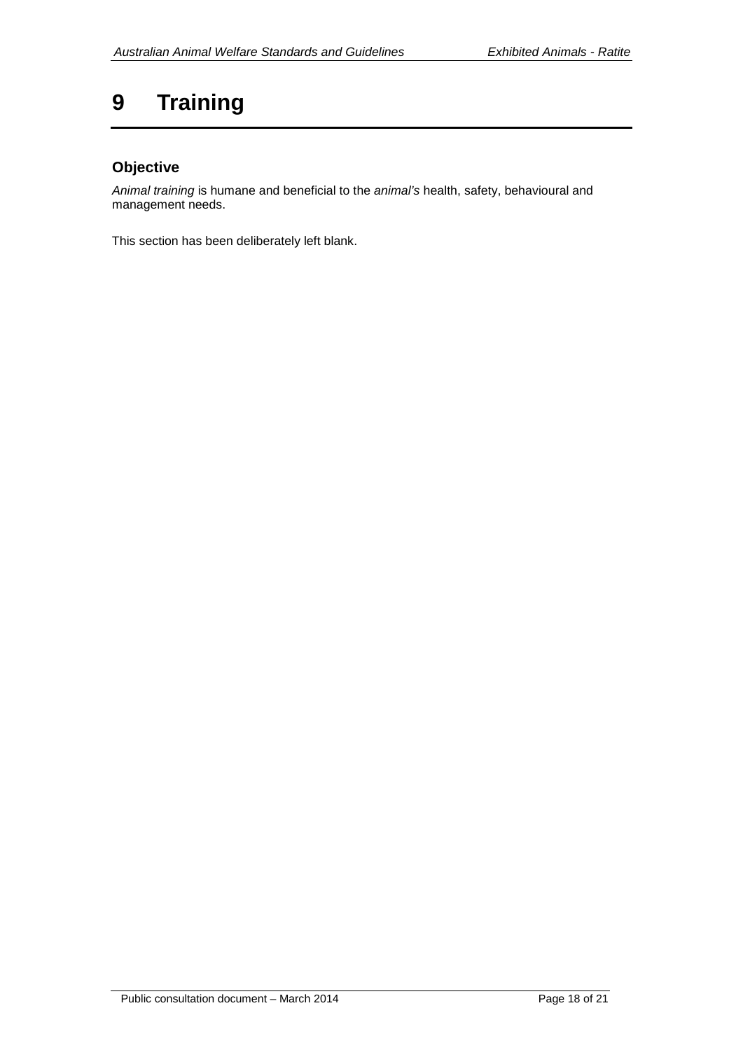# 9 Training

## Objective

*Animal training* is humane and beneficial to the *animal's* health, safety, behavioural and management needs.

This section has been deliberately left blank.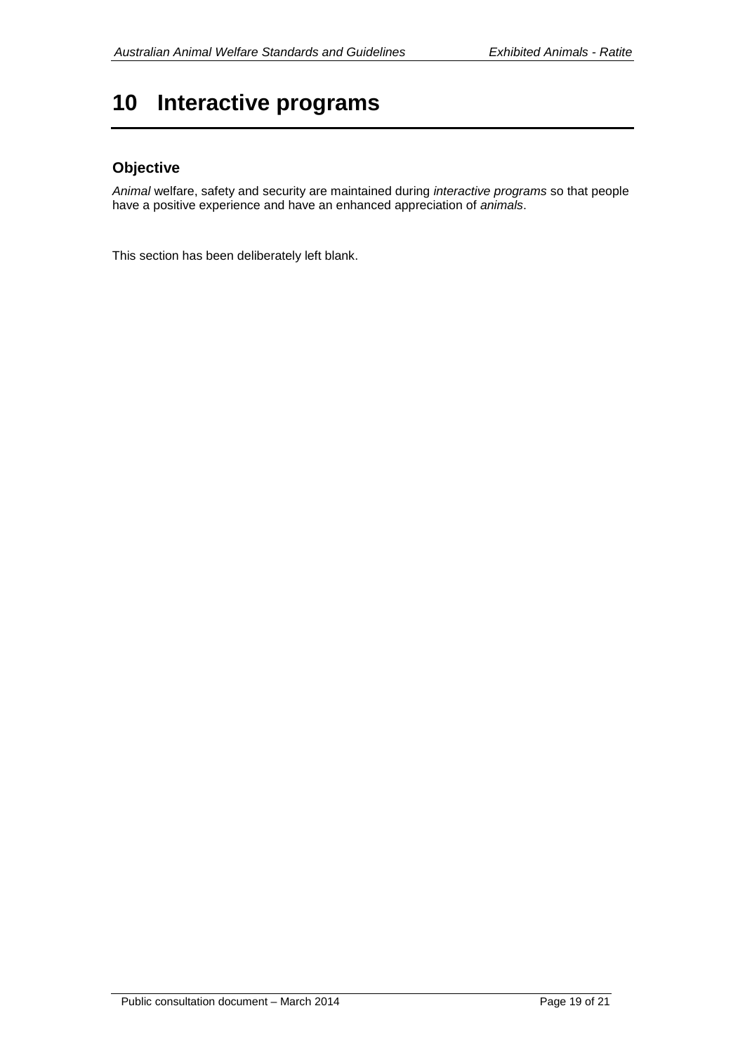# 10 Interactive programs

## Objective

*Animal* welfare, safety and security are maintained during *interactive programs* so that people have a positive experience and have an enhanced appreciation of *animals*.

This section has been deliberately left blank.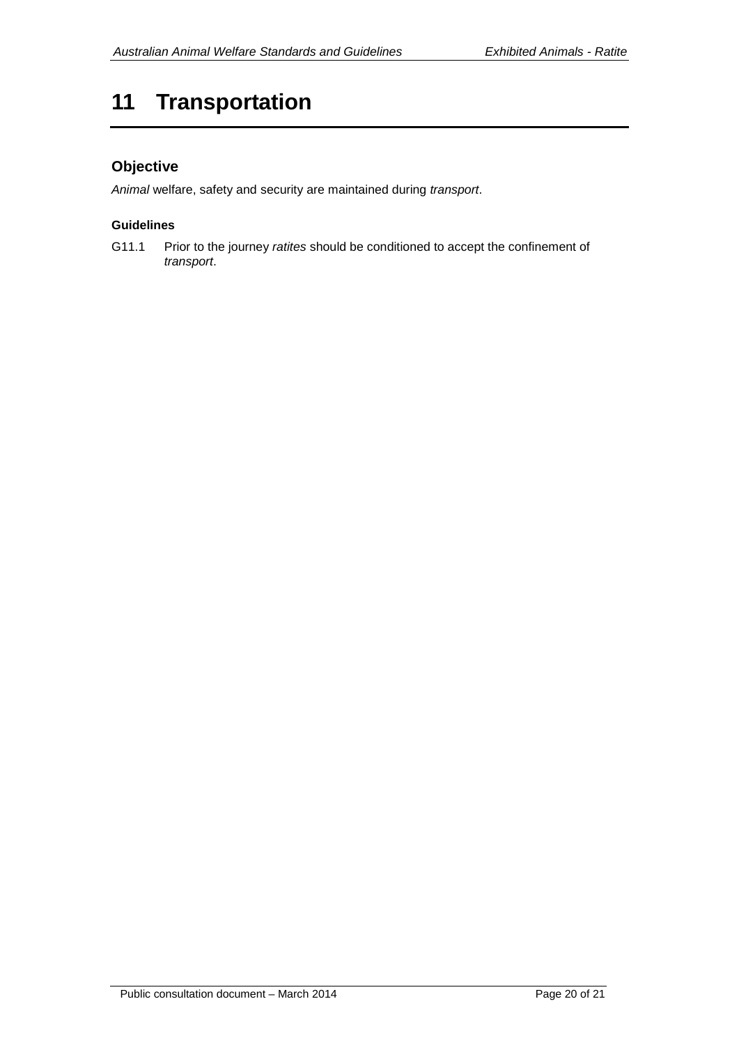# 11 Transportation

## Objective

*Animal* welfare, safety and security are maintained during *transport*.

#### Guidelines

G11.1 Prior to the journey *ratites* should be conditioned to accept the confinement of *transport*.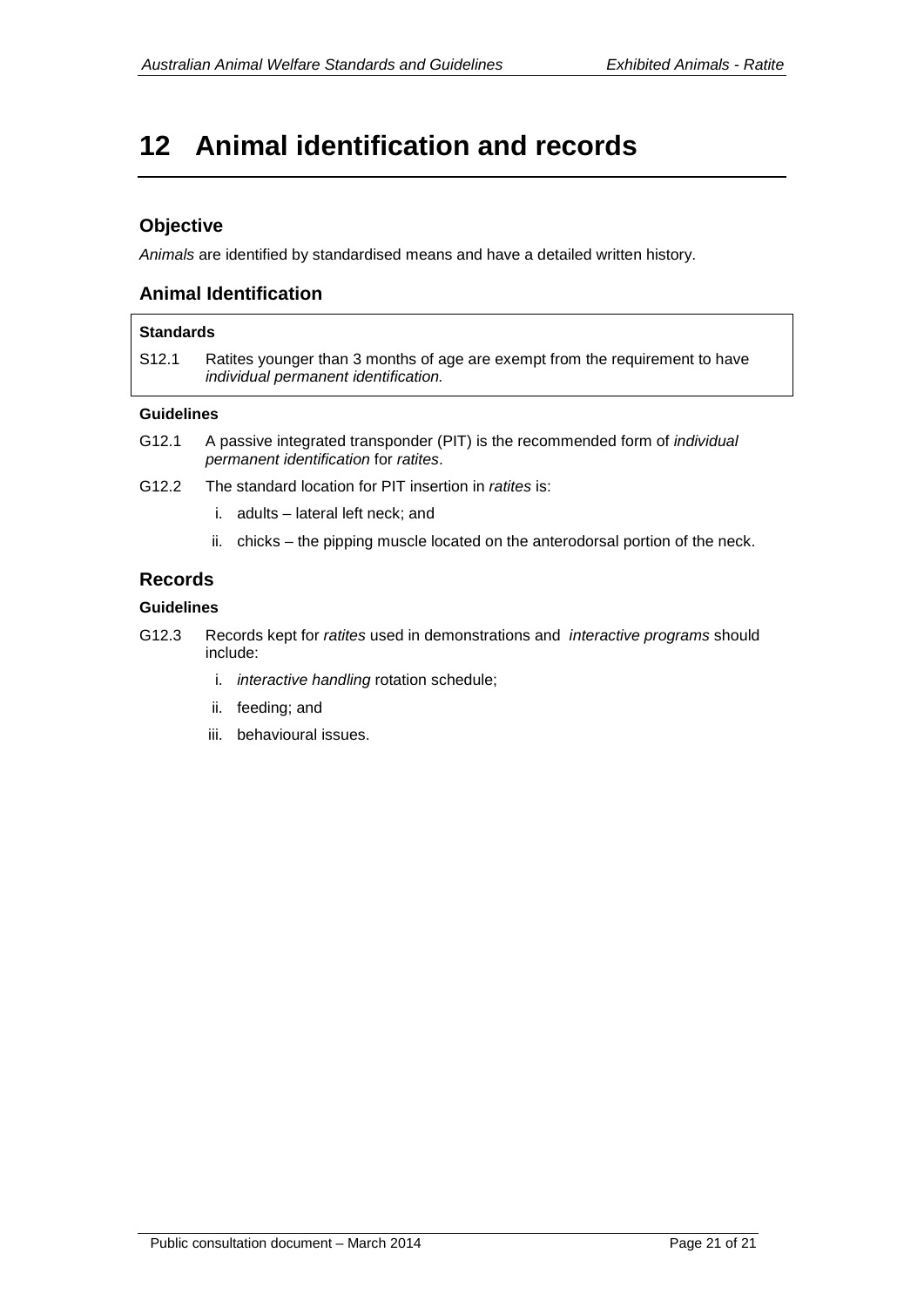# 12 Animal identification and records

## Objective

*Animals* are identified by standardised means and have a detailed written history.

## Animal Identification

**Standards**

S12.1 Ratites younger than 3 months of age are exempt from the requirement to have *individual permanent identification.*

**Guidelines**

G12.1 A passive integrated transponder (PIT) is the recommended form of *individual permanent identification* for *ratites*.

G12.2 The standard location for PIT insertion in *ratites* is:

i. adults – lateral left neck; and

ii. chicks – the pipping muscle located on the anterodorsal portion of the neck.

## Records

**Guidelines**

G12.3 Records kept for *ratites* used in demonstrations and *interactive programs* should include:

i. *interactive handling* rotation schedule;

ii. feeding; and

iii. behavioural issues.